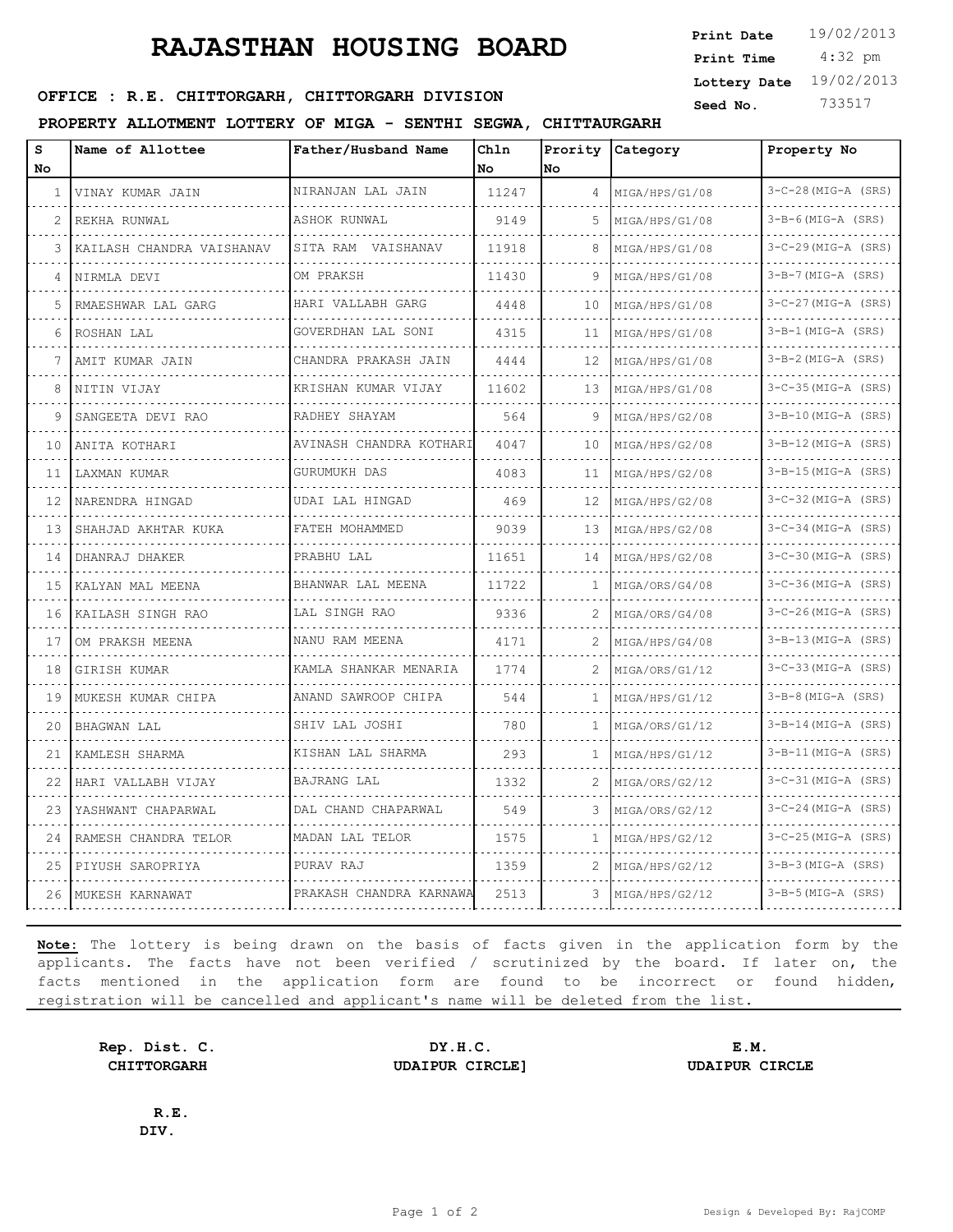# RAJASTHAN HOUSING BOARD

**Print Date** 19/02/2013
**Print Time** 4:32 pm
**Lottery Date** 19/02/2013
**Seed No.** 733517

**OFFICE : R.E. CHITTORGARH, CHITTORGARH DIVISION**

**PROPERTY ALLOTMENT LOTTERY OF MIGA - SENTHI SEGWA, CHITTAURGARH**

| S No | Name of Allottee | Father/Husband Name | Chln No | Prority No | Category | Property No |
|---|---|---|---|---|---|---|
| 1 | VINAY KUMAR JAIN | NIRANJAN LAL JAIN | 11247 | 4 | MIGA/HPS/G1/08 | 3-C-28(MIG-A (SRS) |
| 2 | REKHA RUNWAL | ASHOK RUNWAL | 9149 | 5 | MIGA/HPS/G1/08 | 3-B-6(MIG-A (SRS) |
| 3 | KAILASH CHANDRA VAISHANAV | SITA RAM VAISHANAV | 11918 | 8 | MIGA/HPS/G1/08 | 3-C-29(MIG-A (SRS) |
| 4 | NIRMLA DEVI | OM PRAKSH | 11430 | 9 | MIGA/HPS/G1/08 | 3-B-7(MIG-A (SRS) |
| 5 | RMAESHWAR LAL GARG | HARI VALLABH GARG | 4448 | 10 | MIGA/HPS/G1/08 | 3-C-27(MIG-A (SRS) |
| 6 | ROSHAN LAL | GOVERDHAN LAL SONI | 4315 | 11 | MIGA/HPS/G1/08 | 3-B-1(MIG-A (SRS) |
| 7 | AMIT KUMAR JAIN | CHANDRA PRAKASH JAIN | 4444 | 12 | MIGA/HPS/G1/08 | 3-B-2(MIG-A (SRS) |
| 8 | NITIN VIJAY | KRISHAN KUMAR VIJAY | 11602 | 13 | MIGA/HPS/G1/08 | 3-C-35(MIG-A (SRS) |
| 9 | SANGEETA DEVI RAO | RADHEY SHAYAM | 564 | 9 | MIGA/HPS/G2/08 | 3-B-10(MIG-A (SRS) |
| 10 | ANITA KOTHARI | AVINASH CHANDRA KOTHARI | 4047 | 10 | MIGA/HPS/G2/08 | 3-B-12(MIG-A (SRS) |
| 11 | LAXMAN KUMAR | GURUMUKH DAS | 4083 | 11 | MIGA/HPS/G2/08 | 3-B-15(MIG-A (SRS) |
| 12 | NARENDRA HINGAD | UDAI LAL HINGAD | 469 | 12 | MIGA/HPS/G2/08 | 3-C-32(MIG-A (SRS) |
| 13 | SHAHJAD AKHTAR KUKA | FATEH MOHAMMED | 9039 | 13 | MIGA/HPS/G2/08 | 3-C-34(MIG-A (SRS) |
| 14 | DHANRAJ DHAKER | PRABHU LAL | 11651 | 14 | MIGA/HPS/G2/08 | 3-C-30(MIG-A (SRS) |
| 15 | KALYAN MAL MEENA | BHANWAR LAL MEENA | 11722 | 1 | MIGA/ORS/G4/08 | 3-C-36(MIG-A (SRS) |
| 16 | KAILASH SINGH RAO | LAL SINGH RAO | 9336 | 2 | MIGA/ORS/G4/08 | 3-C-26(MIG-A (SRS) |
| 17 | OM PRAKSH MEENA | NANU RAM MEENA | 4171 | 2 | MIGA/HPS/G4/08 | 3-B-13(MIG-A (SRS) |
| 18 | GIRISH KUMAR | KAMLA SHANKAR MENARIA | 1774 | 2 | MIGA/ORS/G1/12 | 3-C-33(MIG-A (SRS) |
| 19 | MUKESH KUMAR CHIPA | ANAND SAWROOP CHIPA | 544 | 1 | MIGA/HPS/G1/12 | 3-B-8(MIG-A (SRS) |
| 20 | BHAGWAN LAL | SHIV LAL JOSHI | 780 | 1 | MIGA/ORS/G1/12 | 3-B-14(MIG-A (SRS) |
| 21 | KAMLESH SHARMA | KISHAN LAL SHARMA | 293 | 1 | MIGA/HPS/G1/12 | 3-B-11(MIG-A (SRS) |
| 22 | HARI VALLABH VIJAY | BAJRANG LAL | 1332 | 2 | MIGA/ORS/G2/12 | 3-C-31(MIG-A (SRS) |
| 23 | YASHWANT CHAPARWAL | DAL CHAND CHAPARWAL | 549 | 3 | MIGA/ORS/G2/12 | 3-C-24(MIG-A (SRS) |
| 24 | RAMESH CHANDRA TELOR | MADAN LAL TELOR | 1575 | 1 | MIGA/HPS/G2/12 | 3-C-25(MIG-A (SRS) |
| 25 | PIYUSH SAROPRIYA | PURAV RAJ | 1359 | 2 | MIGA/HPS/G2/12 | 3-B-3(MIG-A (SRS) |
| 26 | MUKESH KARNAWAT | PRAKASH CHANDRA KARNAWA | 2513 | 3 | MIGA/HPS/G2/12 | 3-B-5(MIG-A (SRS) |

**Note:** The lottery is being drawn on the basis of facts given in the application form by the applicants. The facts have not been verified / scrutinized by the board. If later on, the facts mentioned in the application form are found to be incorrect or found hidden, registration will be cancelled and applicant's name will be deleted from the list.

**Rep. Dist. C.**
**CHITTORGARH**

**DY.H.C.**
**UDAIPUR CIRCLE]**

**E.M.**
**UDAIPUR CIRCLE**

**R.E.**
**DIV.**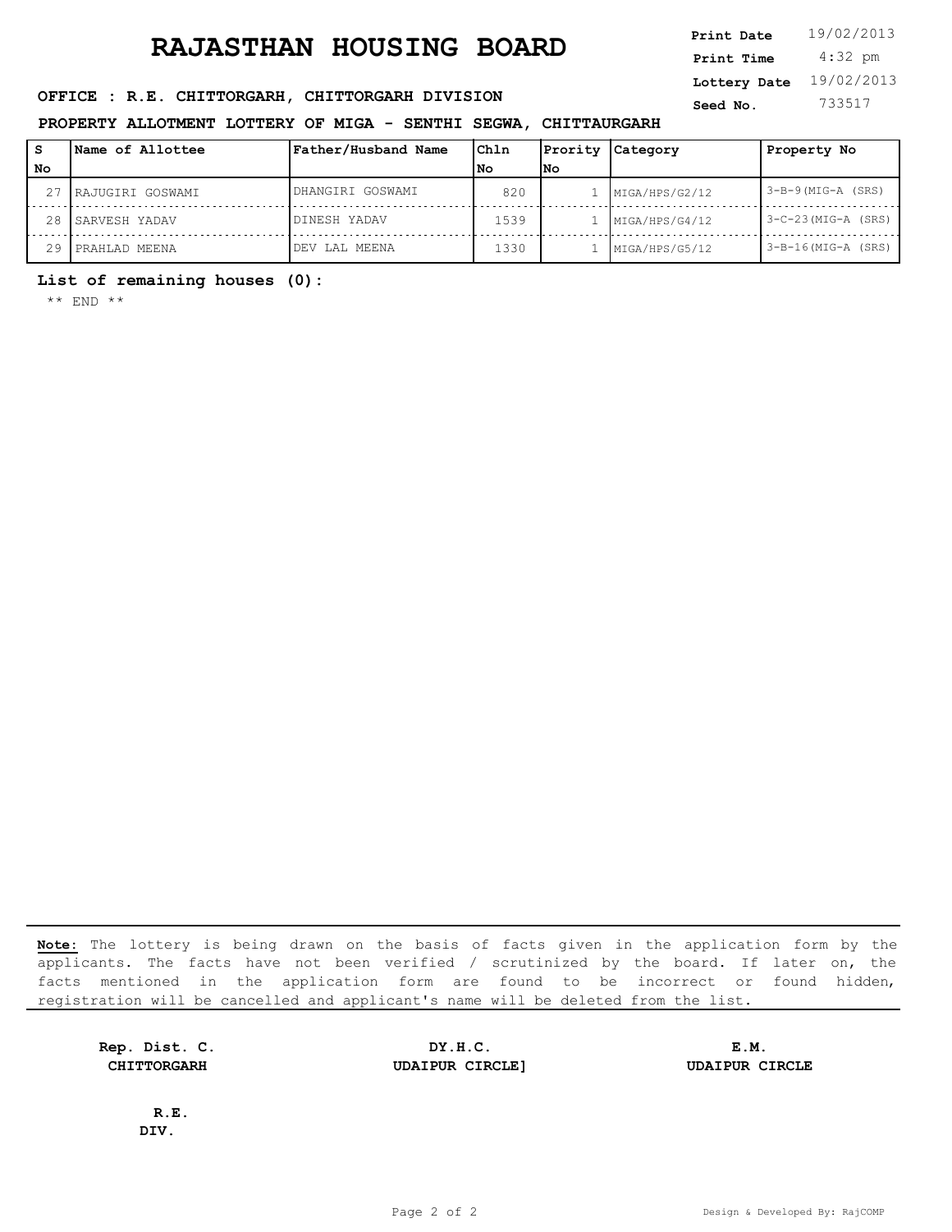# RAJASTHAN HOUSING BOARD

**Print Date** 19/02/2013
**Print Time** 4:32 pm
**Lottery Date** 19/02/2013
**Seed No.** 733517

**OFFICE : R.E. CHITTORGARH, CHITTORGARH DIVISION**

**PROPERTY ALLOTMENT LOTTERY OF MIGA - SENTHI SEGWA, CHITTAURGARH**

| S No | Name of Allottee | Father/Husband Name | Chln No | Prority No | Category | Property No |
|---|---|---|---|---|---|---|
| 27 | RAJUGIRI GOSWAMI | DHANGIRI GOSWAMI | 820 | 1 | MIGA/HPS/G2/12 | 3-B-9(MIG-A (SRS) |
| 28 | SARVESH YADAV | DINESH YADAV | 1539 | 1 | MIGA/HPS/G4/12 | 3-C-23(MIG-A (SRS) |
| 29 | PRAHLAD MEENA | DEV LAL MEENA | 1330 | 1 | MIGA/HPS/G5/12 | 3-B-16(MIG-A (SRS) |

**List of remaining houses (0):**

** END **

**Note:** The lottery is being drawn on the basis of facts given in the application form by the applicants. The facts have not been verified / scrutinized by the board. If later on, the facts mentioned in the application form are found to be incorrect or found hidden, registration will be cancelled and applicant's name will be deleted from the list.

**Rep. Dist. C.**
**CHITTORGARH**

**DY.H.C.**
**UDAIPUR CIRCLE]**

**E.M.**
**UDAIPUR CIRCLE**

**R.E.**
**DIV.**

Design & Developed By: RajCOMP